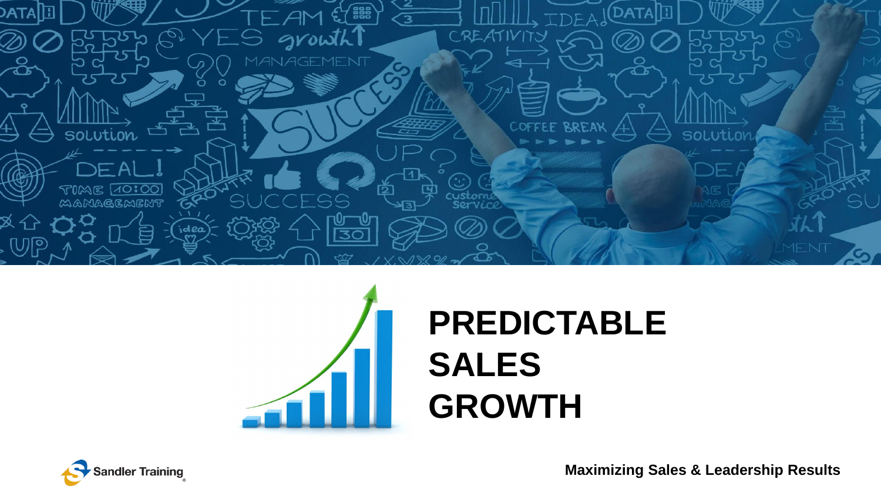# PREDICTABLE SALES GROWTH

Sandler Training

**Maximizing Sales & Leadership Results**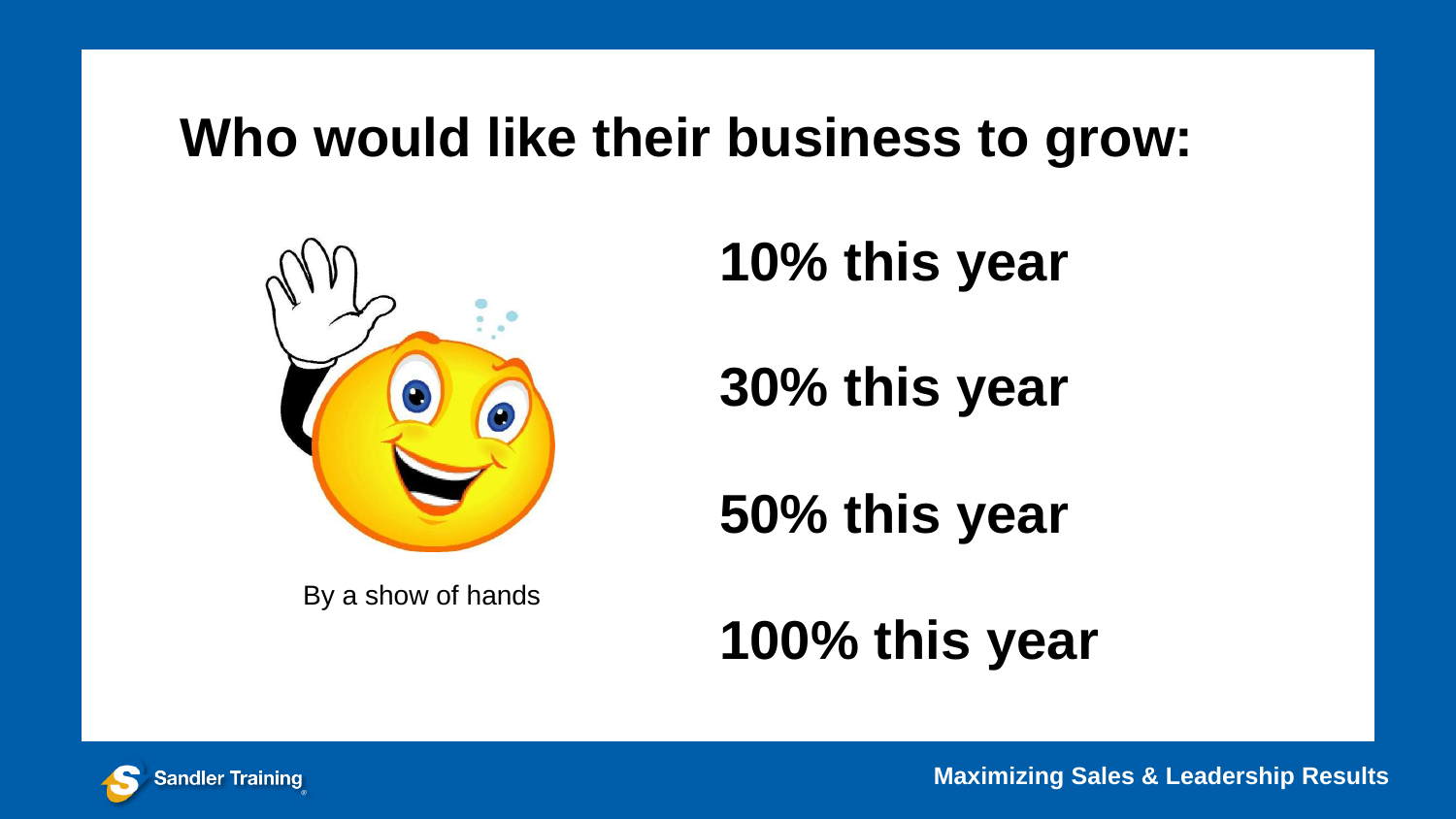# Who would like their business to grow:

By a show of hands

**10% this year**

**30% this year**

**50% this year**

**100% this year**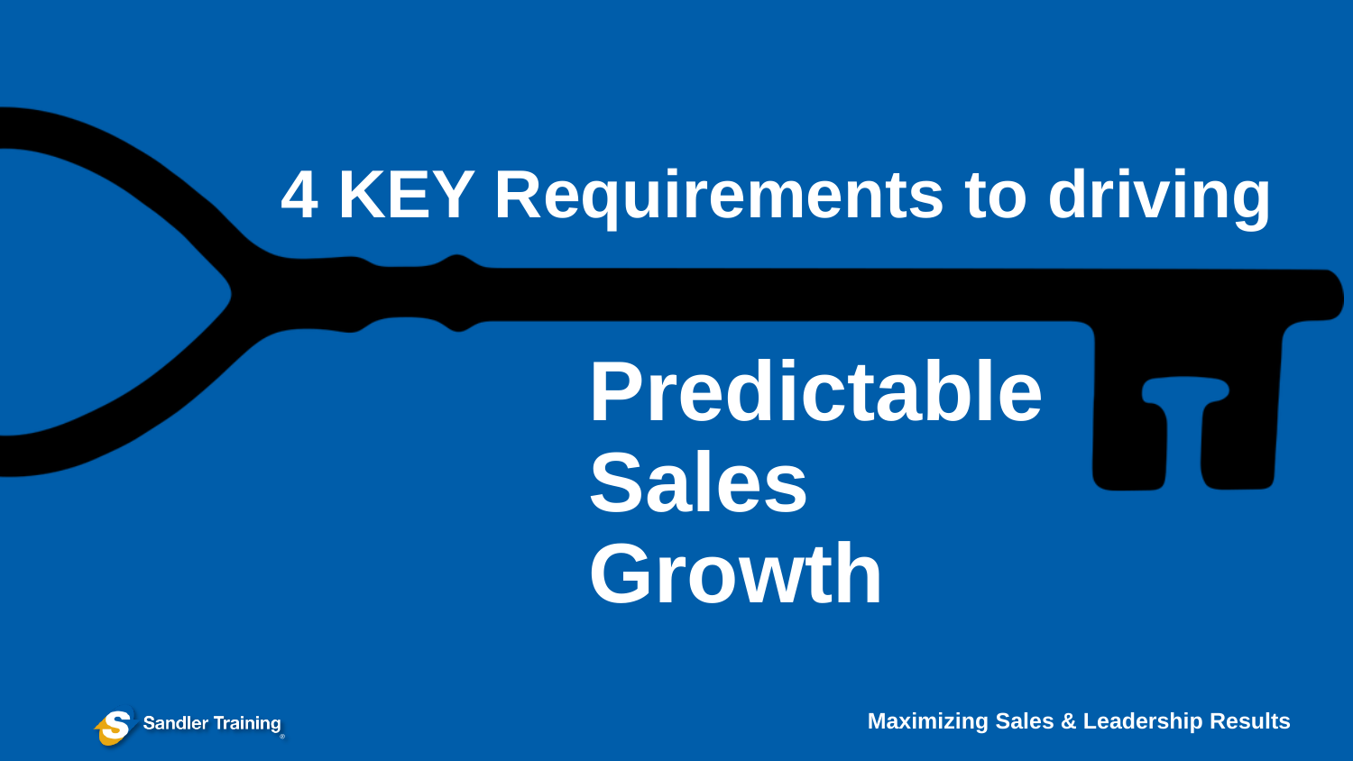# 4 KEY Requirements to driving

# Predictable Sales Growth

Sandler Training

Maximizing Sales & Leadership Results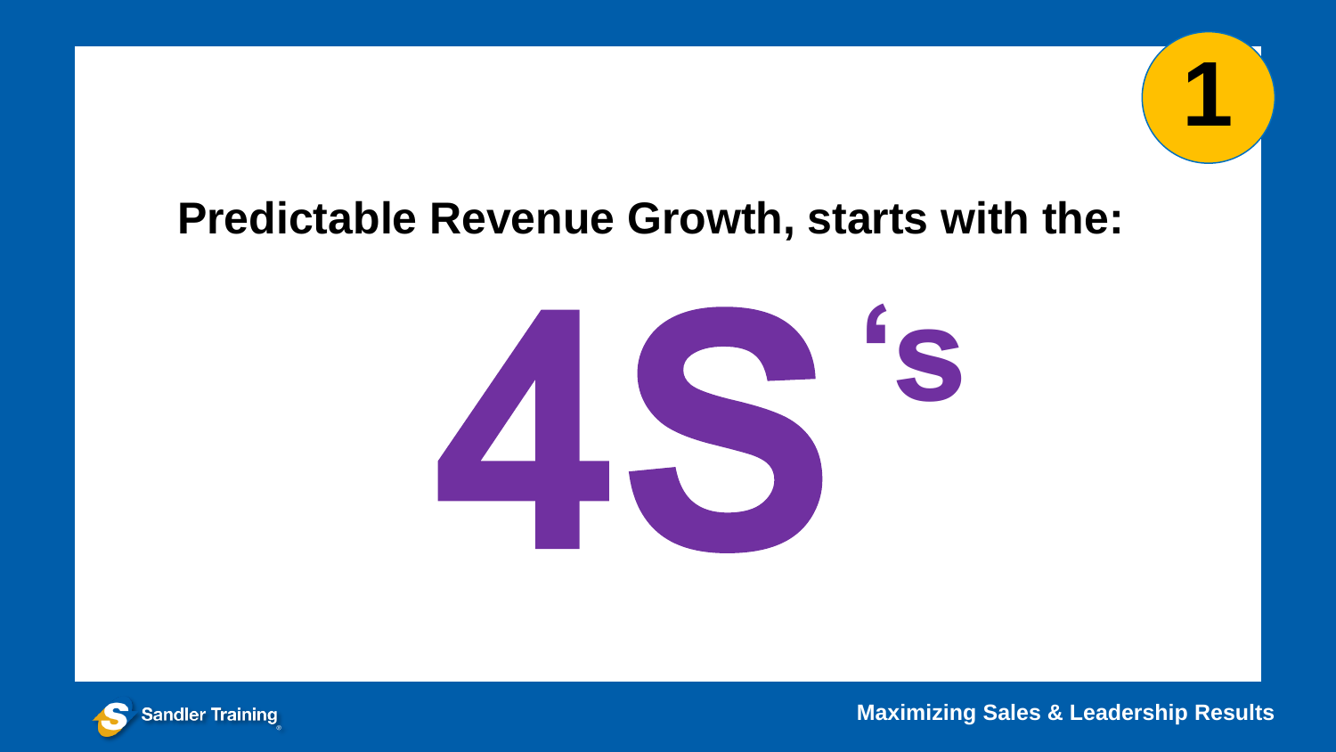1

## Predictable Revenue Growth, starts with the:

# 4S's

Sandler Training

Maximizing Sales & Leadership Results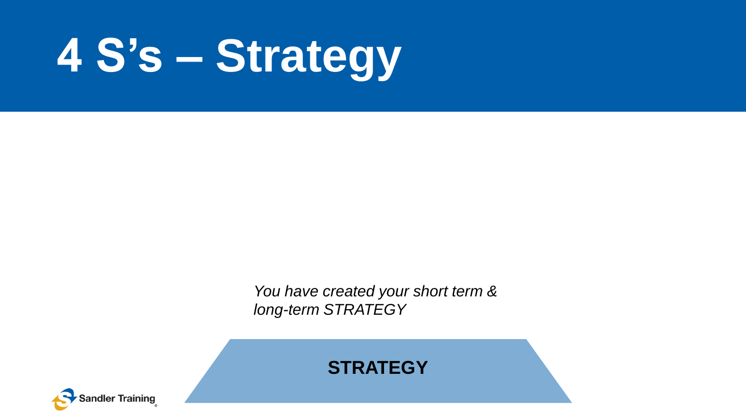# 4 S's – Strategy

*You have created your short term & long-term STRATEGY*

**STRATEGY**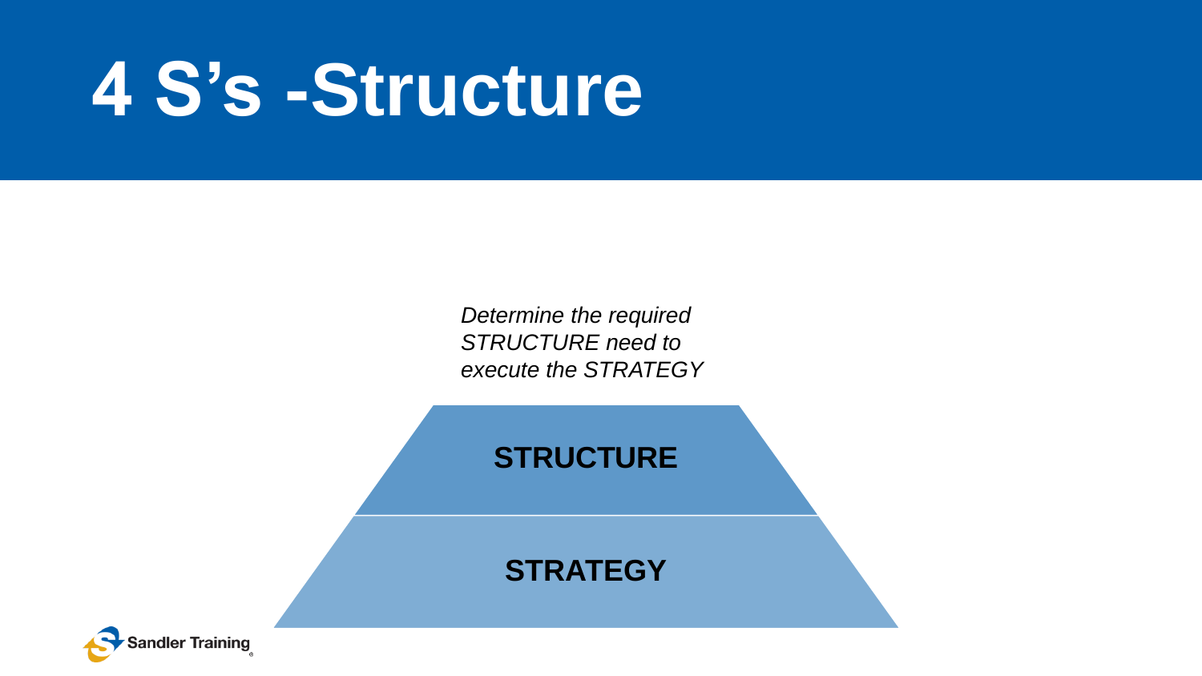# 4 S's -Structure

*Determine the required STRUCTURE need to execute the STRATEGY*

**STRUCTURE**

**STRATEGY**

Sandler Training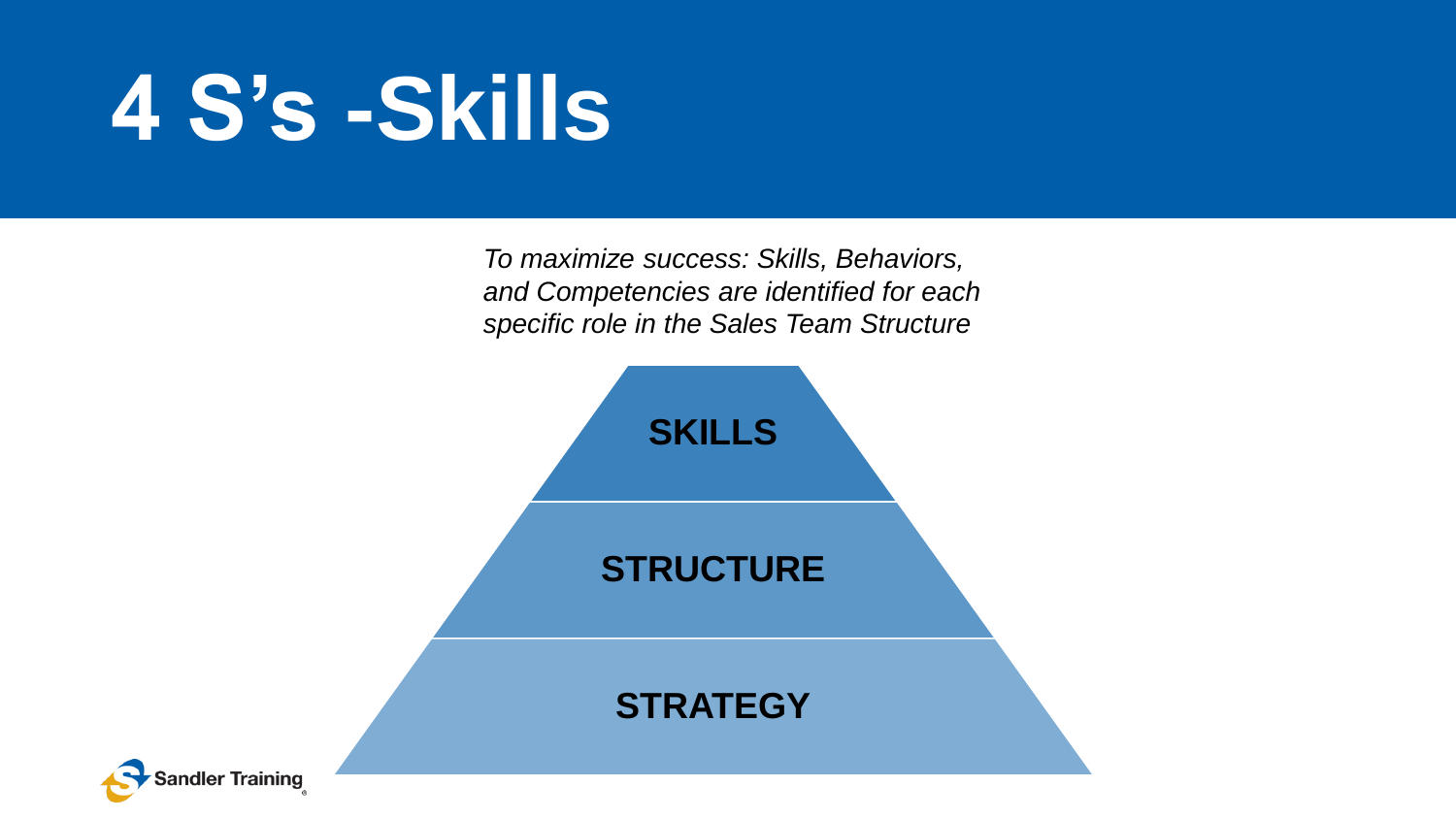# 4 S's -Skills

*To maximize success: Skills, Behaviors, and Competencies are identified for each specific role in the Sales Team Structure*

**SKILLS**

**STRUCTURE**

**STRATEGY**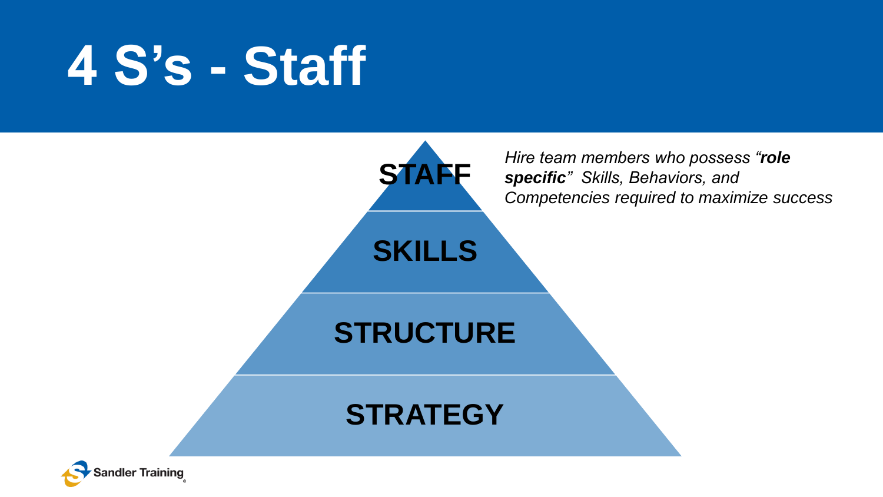# 4 S's - Staff

STAFF

SKILLS

STRUCTURE

STRATEGY

*Hire team members who possess "**role specific**" Skills, Behaviors, and Competencies required to maximize success*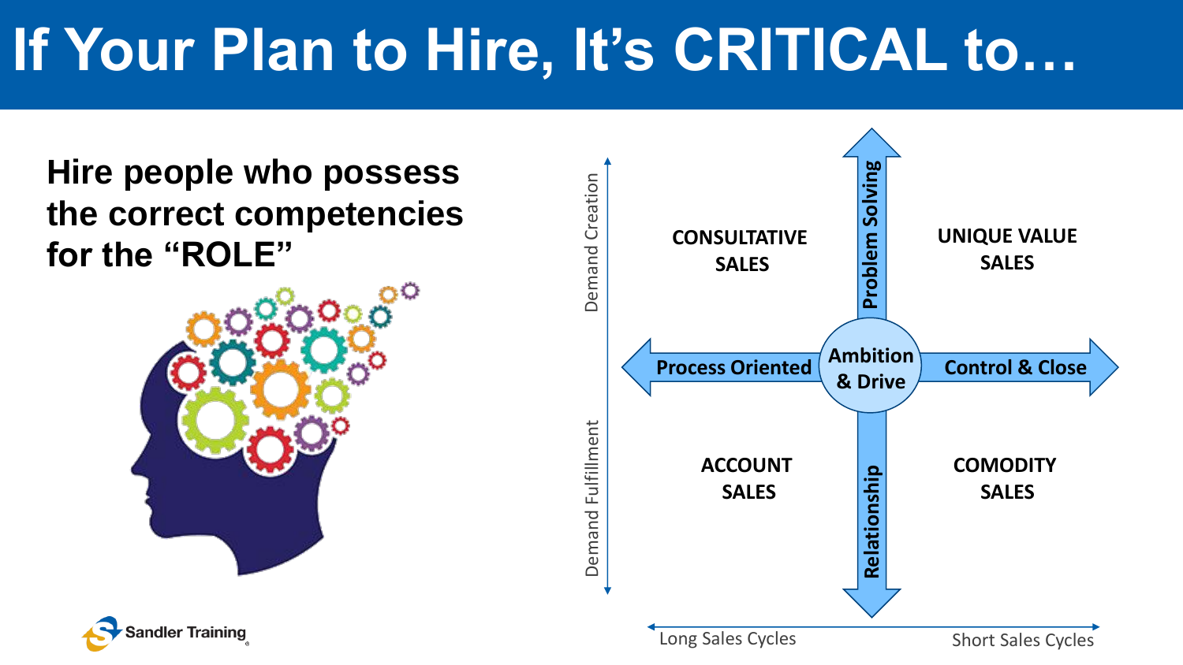# If Your Plan to Hire, It's CRITICAL to…

**Hire people who possess the correct competencies for the "ROLE"**

Demand Creation

Demand Fulfillment

CONSULTATIVE SALES

UNIQUE VALUE SALES

ACCOUNT SALES

COMODITY SALES

Problem Solving

Process Oriented

Ambition & Drive

Control & Close

Relationship

Long Sales Cycles

Short Sales Cycles

Sandler Training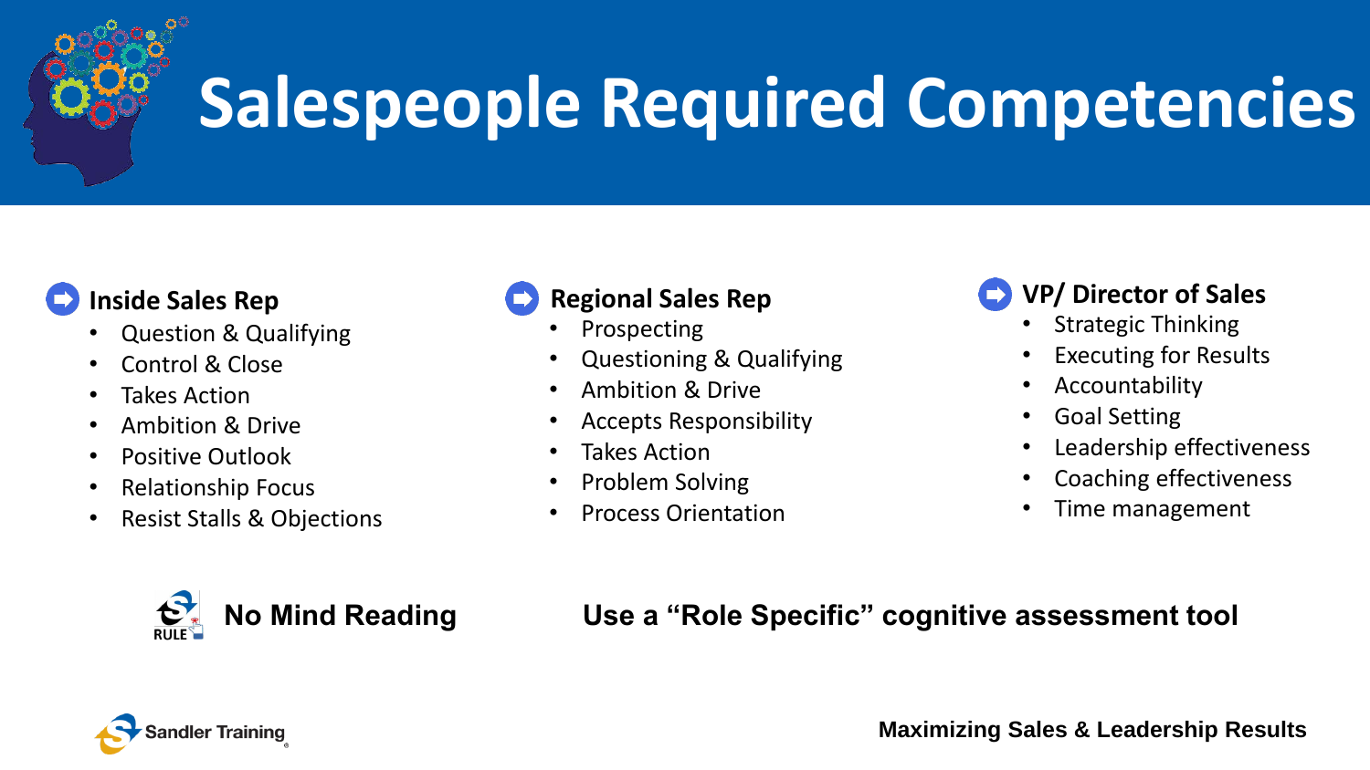# Salespeople Required Competencies

### Inside Sales Rep

- Question & Qualifying
- Control & Close
- Takes Action
- Ambition & Drive
- Positive Outlook
- Relationship Focus
- Resist Stalls & Objections

### Regional Sales Rep

- Prospecting
- Questioning & Qualifying
- Ambition & Drive
- Accepts Responsibility
- Takes Action
- Problem Solving
- Process Orientation

### VP/ Director of Sales

- Strategic Thinking
- Executing for Results
- Accountability
- Goal Setting
- Leadership effectiveness
- Coaching effectiveness
- Time management

RULE **No Mind Reading**

**Use a "Role Specific" cognitive assessment tool**

Sandler Training

**Maximizing Sales & Leadership Results**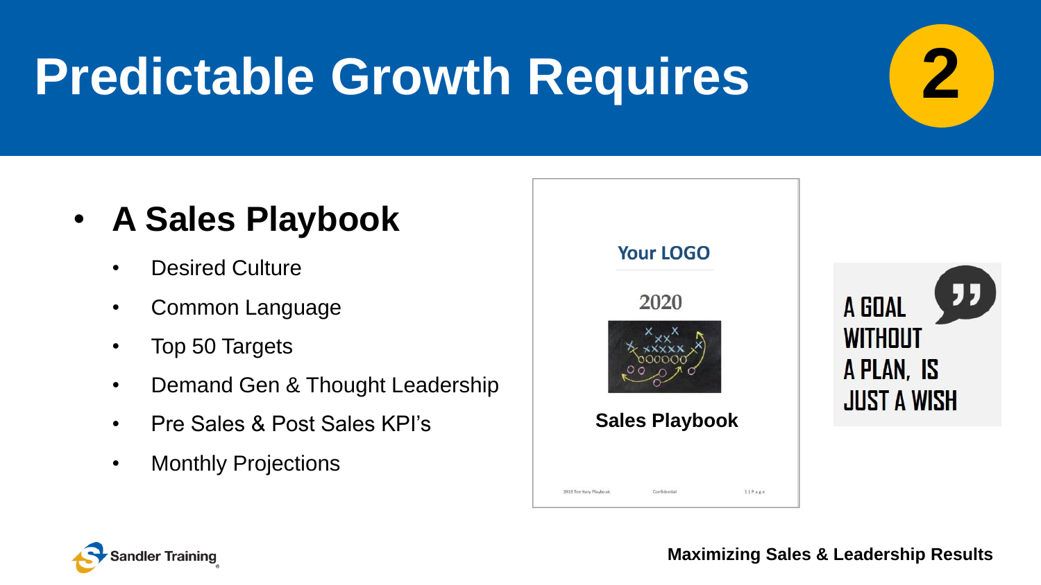# Predictable Growth Requires

2

- **A Sales Playbook**
  - Desired Culture
  - Common Language
  - Top 50 Targets
  - Demand Gen & Thought Leadership
  - Pre Sales & Post Sales KPI's
  - Monthly Projections

Your LOGO

2020

Sales Playbook

2018 Territory Playbook    Confidential    1 | Page

A GOAL WITHOUT A PLAN, IS JUST A WISH

Sandler Training

Maximizing Sales & Leadership Results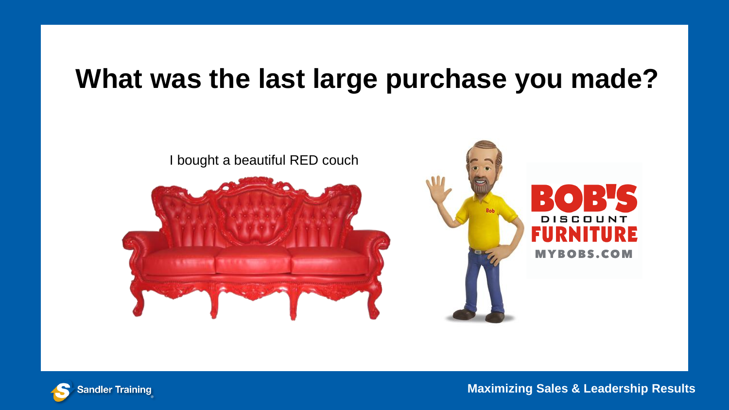# What was the last large purchase you made?

I bought a beautiful RED couch

BOB'S DISCOUNT FURNITURE

MYBOBS.COM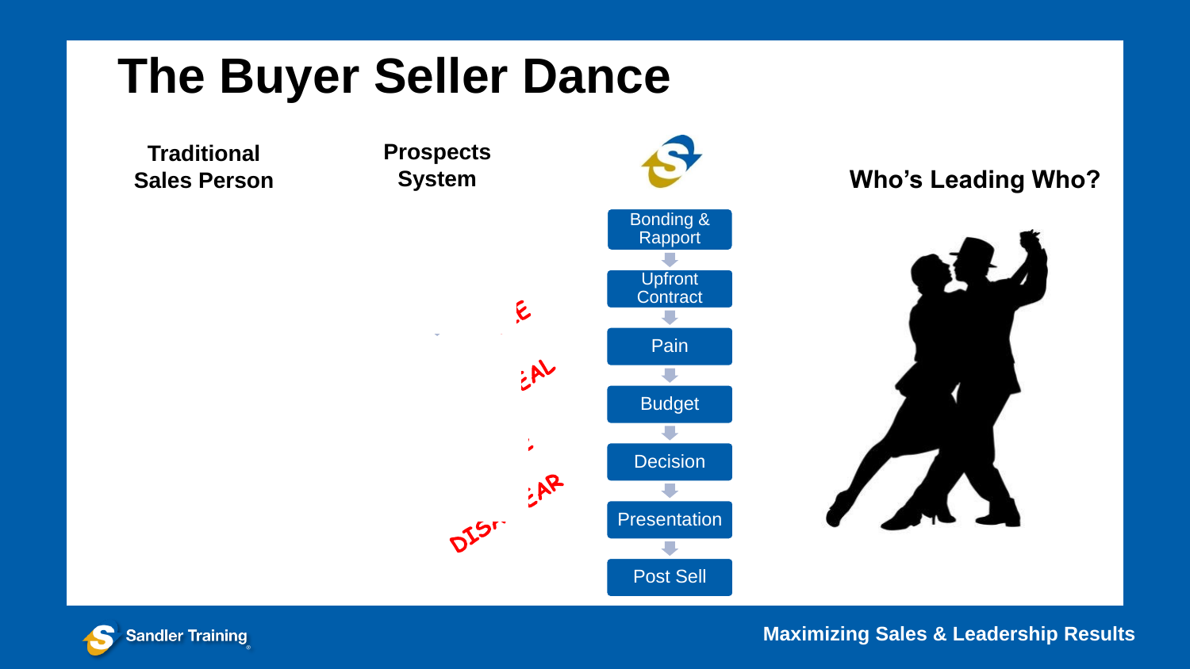# The Buyer Seller Dance

**Traditional Sales Person**

**Prospects System**

**Who's Leading Who?**

- Bonding & Rapport
- Upfront Contract
- Pain
- Budget
- Decision
- Presentation
- Post Sell

E

EAL

EAR

DIS

Maximizing Sales & Leadership Results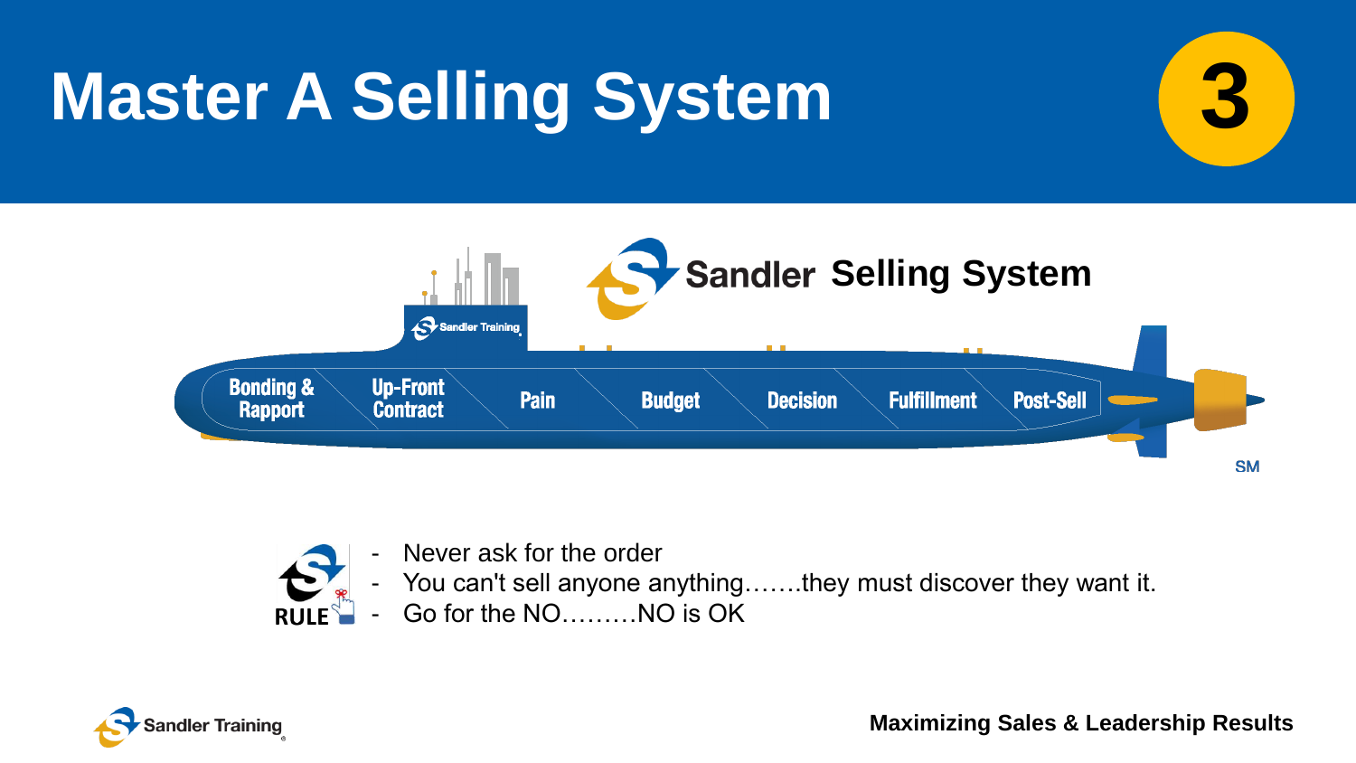# Master A Selling System

3

## Sandler Selling System

Bonding & Rapport | Up-Front Contract | Pain | Budget | Decision | Fulfillment | Post-Sell

SM

RULE

- Never ask for the order
- You can't sell anyone anything…….they must discover they want it.
- Go for the NO………NO is OK

Maximizing Sales & Leadership Results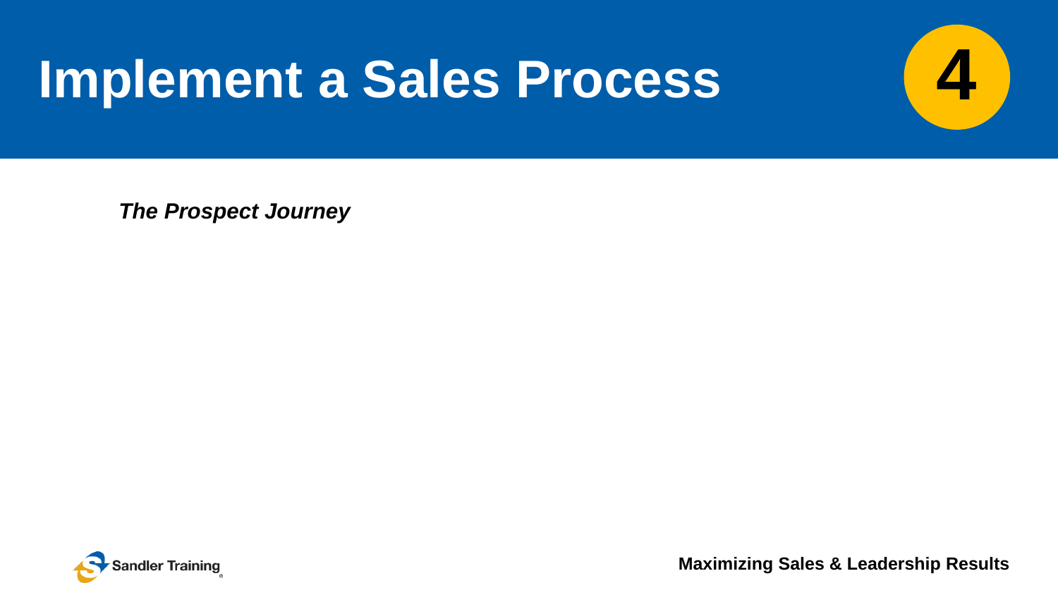# Implement a Sales Process

4

*The Prospect Journey*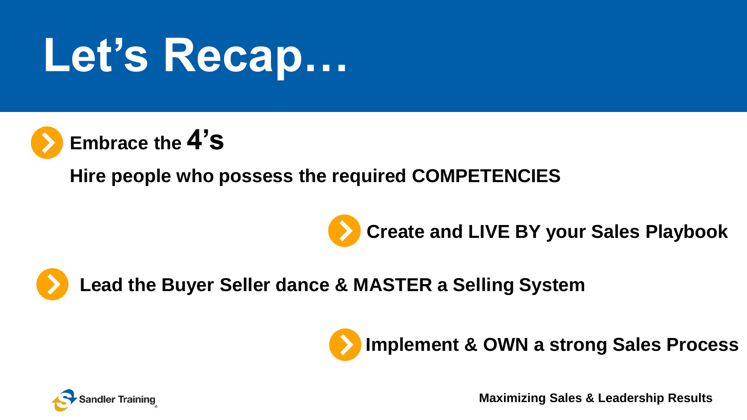# Let's Recap…

- **Embrace the 4's**

  **Hire people who possess the required COMPETENCIES**

- **Create and LIVE BY your Sales Playbook**

- **Lead the Buyer Seller dance & MASTER a Selling System**

- **Implement & OWN a strong Sales Process**

Sandler Training

**Maximizing Sales & Leadership Results**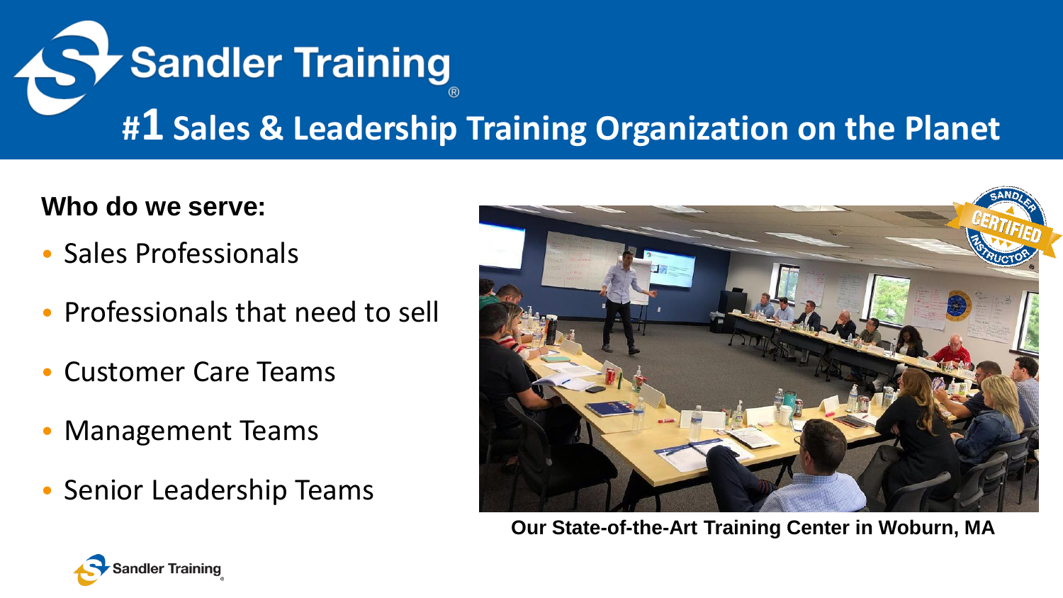# Sandler Training®

## #1 Sales & Leadership Training Organization on the Planet

**Who do we serve:**

- Sales Professionals
- Professionals that need to sell
- Customer Care Teams
- Management Teams
- Senior Leadership Teams

**Our State-of-the-Art Training Center in Woburn, MA**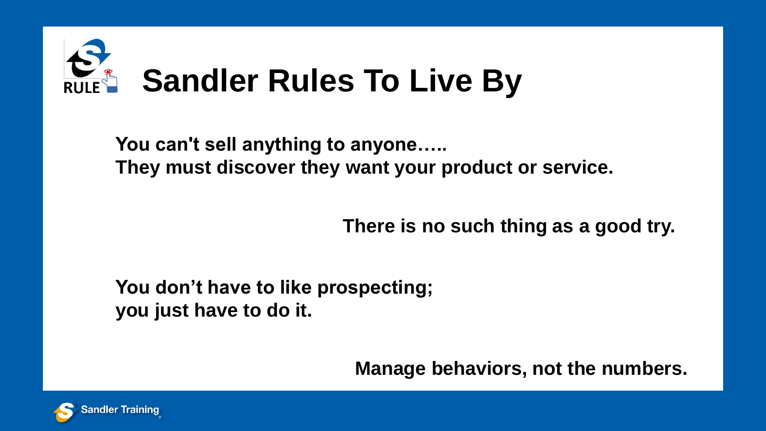# Sandler Rules To Live By

**You can't sell anything to anyone…..**
**They must discover they want your product or service.**

**There is no such thing as a good try.**

**You don't have to like prospecting;**
**you just have to do it.**

**Manage behaviors, not the numbers.**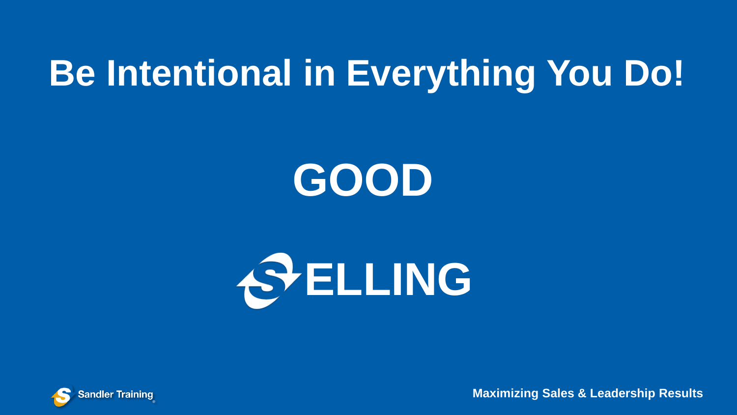# Be Intentional in Everything You Do!

**GOOD**

**SELLING**

Sandler Training

**Maximizing Sales & Leadership Results**